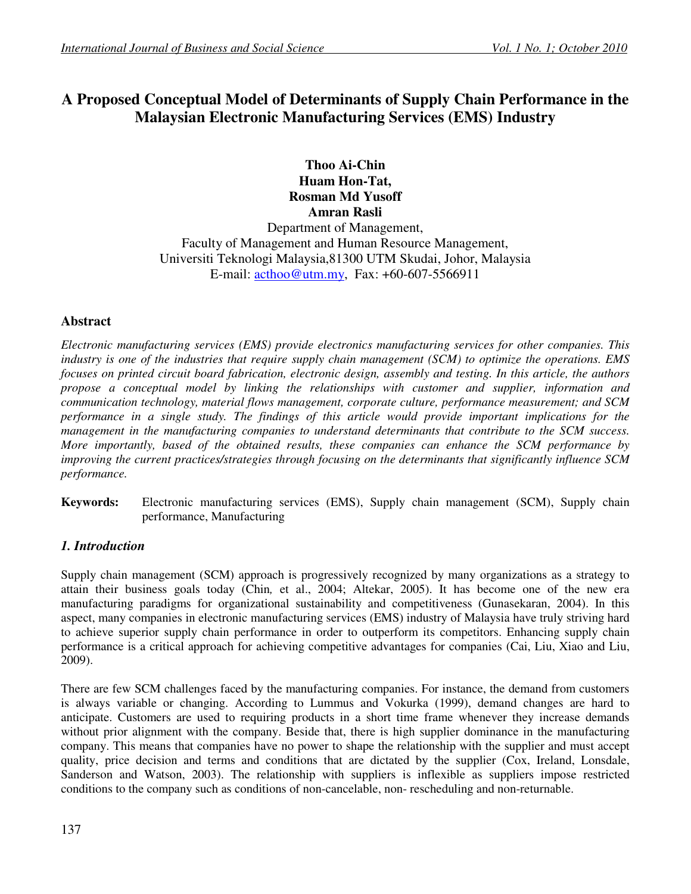# A Proposed Conceptual Model of Determinants of Supply Chain Performance in the Malaysian Electronic Manufacturing Services (EMS) Industry

**Thoo Ai-Chin**
**Huam Hon-Tat,**
**Rosman Md Yusoff**
**Amran Rasli**

Department of Management,
Faculty of Management and Human Resource Management,
Universiti Teknologi Malaysia,81300 UTM Skudai, Johor, Malaysia
E-mail: acthoo@utm.my, Fax: +60-607-5566911

## Abstract

*Electronic manufacturing services (EMS) provide electronics manufacturing services for other companies. This industry is one of the industries that require supply chain management (SCM) to optimize the operations. EMS focuses on printed circuit board fabrication, electronic design, assembly and testing. In this article, the authors propose a conceptual model by linking the relationships with customer and supplier, information and communication technology, material flows management, corporate culture, performance measurement; and SCM performance in a single study. The findings of this article would provide important implications for the management in the manufacturing companies to understand determinants that contribute to the SCM success. More importantly, based of the obtained results, these companies can enhance the SCM performance by improving the current practices/strategies through focusing on the determinants that significantly influence SCM performance.*

**Keywords:** Electronic manufacturing services (EMS), Supply chain management (SCM), Supply chain performance, Manufacturing

## *1. Introduction*

Supply chain management (SCM) approach is progressively recognized by many organizations as a strategy to attain their business goals today (Chin*,* et al., 2004; Altekar, 2005). It has become one of the new era manufacturing paradigms for organizational sustainability and competitiveness (Gunasekaran, 2004). In this aspect, many companies in electronic manufacturing services (EMS) industry of Malaysia have truly striving hard to achieve superior supply chain performance in order to outperform its competitors. Enhancing supply chain performance is a critical approach for achieving competitive advantages for companies (Cai, Liu, Xiao and Liu, 2009).

There are few SCM challenges faced by the manufacturing companies. For instance, the demand from customers is always variable or changing. According to Lummus and Vokurka (1999), demand changes are hard to anticipate. Customers are used to requiring products in a short time frame whenever they increase demands without prior alignment with the company. Beside that, there is high supplier dominance in the manufacturing company. This means that companies have no power to shape the relationship with the supplier and must accept quality, price decision and terms and conditions that are dictated by the supplier (Cox, Ireland, Lonsdale, Sanderson and Watson, 2003). The relationship with suppliers is inflexible as suppliers impose restricted conditions to the company such as conditions of non-cancelable, non- rescheduling and non-returnable.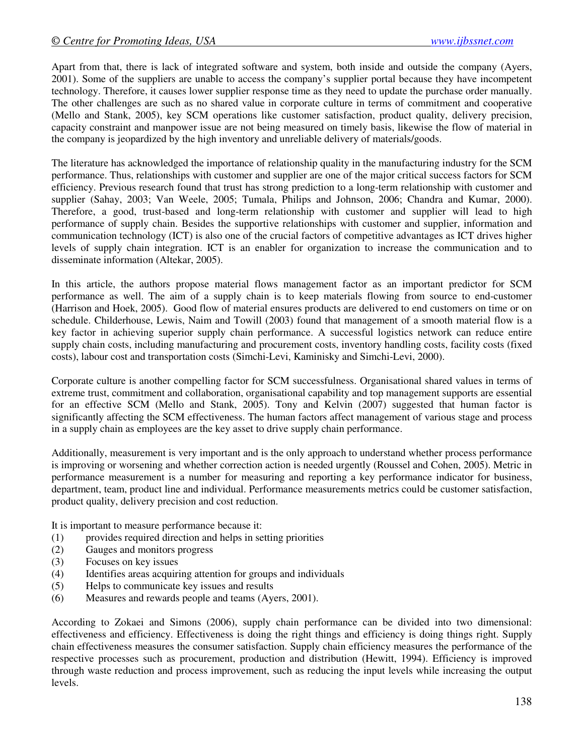Apart from that, there is lack of integrated software and system, both inside and outside the company (Ayers, 2001). Some of the suppliers are unable to access the company's supplier portal because they have incompetent technology. Therefore, it causes lower supplier response time as they need to update the purchase order manually. The other challenges are such as no shared value in corporate culture in terms of commitment and cooperative (Mello and Stank, 2005), key SCM operations like customer satisfaction, product quality, delivery precision, capacity constraint and manpower issue are not being measured on timely basis, likewise the flow of material in the company is jeopardized by the high inventory and unreliable delivery of materials/goods.

The literature has acknowledged the importance of relationship quality in the manufacturing industry for the SCM performance. Thus, relationships with customer and supplier are one of the major critical success factors for SCM efficiency. Previous research found that trust has strong prediction to a long-term relationship with customer and supplier (Sahay, 2003; Van Weele, 2005; Tumala, Philips and Johnson, 2006; Chandra and Kumar, 2000). Therefore, a good, trust-based and long-term relationship with customer and supplier will lead to high performance of supply chain. Besides the supportive relationships with customer and supplier, information and communication technology (ICT) is also one of the crucial factors of competitive advantages as ICT drives higher levels of supply chain integration. ICT is an enabler for organization to increase the communication and to disseminate information (Altekar, 2005).

In this article, the authors propose material flows management factor as an important predictor for SCM performance as well. The aim of a supply chain is to keep materials flowing from source to end-customer (Harrison and Hoek, 2005). Good flow of material ensures products are delivered to end customers on time or on schedule. Childerhouse, Lewis, Naim and Towill (2003) found that management of a smooth material flow is a key factor in achieving superior supply chain performance. A successful logistics network can reduce entire supply chain costs, including manufacturing and procurement costs, inventory handling costs, facility costs (fixed costs), labour cost and transportation costs (Simchi-Levi, Kaminisky and Simchi-Levi, 2000).

Corporate culture is another compelling factor for SCM successfulness. Organisational shared values in terms of extreme trust, commitment and collaboration, organisational capability and top management supports are essential for an effective SCM (Mello and Stank, 2005). Tony and Kelvin (2007) suggested that human factor is significantly affecting the SCM effectiveness. The human factors affect management of various stage and process in a supply chain as employees are the key asset to drive supply chain performance.

Additionally, measurement is very important and is the only approach to understand whether process performance is improving or worsening and whether correction action is needed urgently (Roussel and Cohen, 2005). Metric in performance measurement is a number for measuring and reporting a key performance indicator for business, department, team, product line and individual. Performance measurements metrics could be customer satisfaction, product quality, delivery precision and cost reduction.

It is important to measure performance because it:

(1) provides required direction and helps in setting priorities
(2) Gauges and monitors progress
(3) Focuses on key issues
(4) Identifies areas acquiring attention for groups and individuals
(5) Helps to communicate key issues and results
(6) Measures and rewards people and teams (Ayers, 2001).

According to Zokaei and Simons (2006), supply chain performance can be divided into two dimensional: effectiveness and efficiency. Effectiveness is doing the right things and efficiency is doing things right. Supply chain effectiveness measures the consumer satisfaction. Supply chain efficiency measures the performance of the respective processes such as procurement, production and distribution (Hewitt, 1994). Efficiency is improved through waste reduction and process improvement, such as reducing the input levels while increasing the output levels.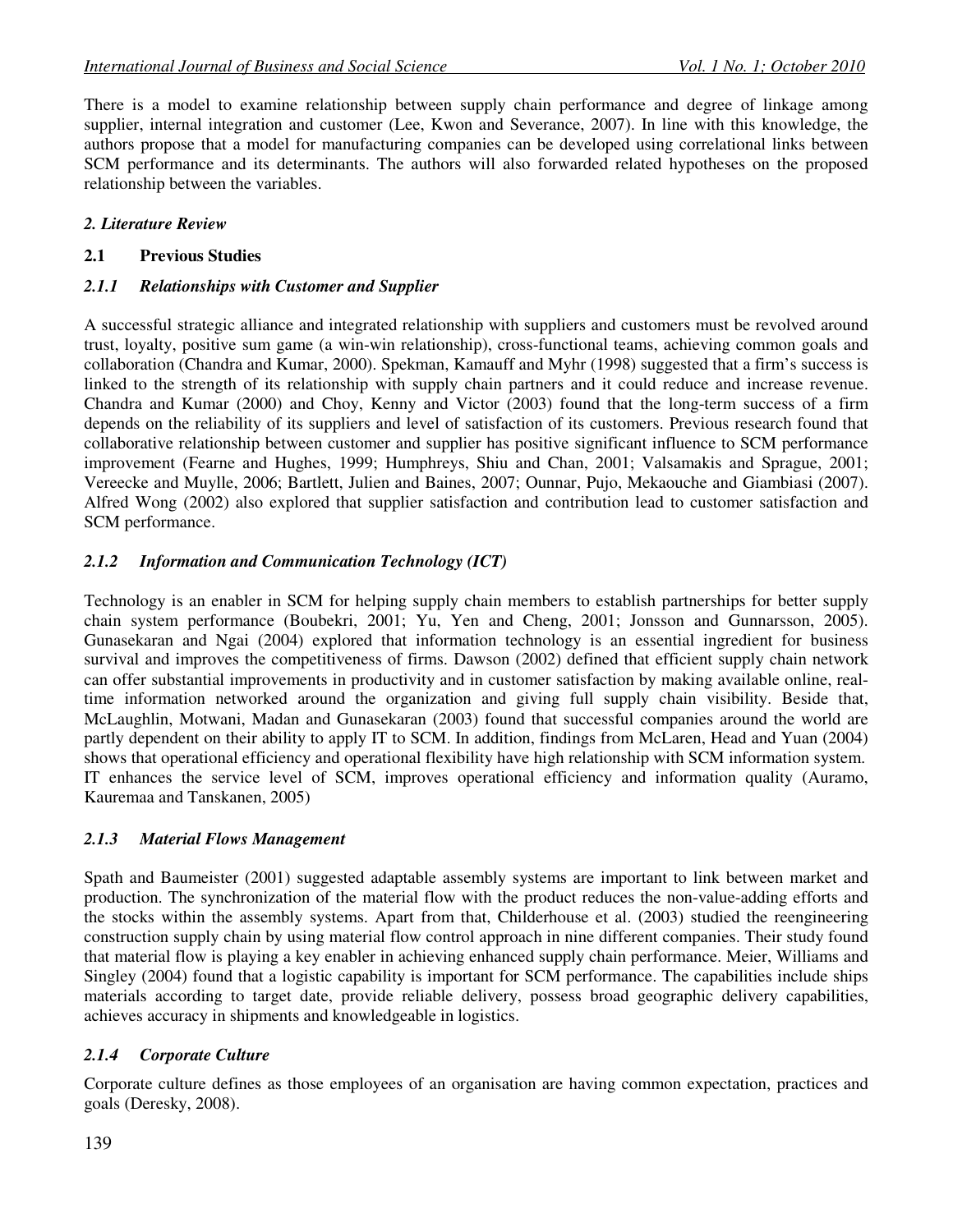There is a model to examine relationship between supply chain performance and degree of linkage among supplier, internal integration and customer (Lee, Kwon and Severance, 2007). In line with this knowledge, the authors propose that a model for manufacturing companies can be developed using correlational links between SCM performance and its determinants. The authors will also forwarded related hypotheses on the proposed relationship between the variables.

## *2. Literature Review*

### **2.1 Previous Studies**

#### *2.1.1 Relationships with Customer and Supplier*

A successful strategic alliance and integrated relationship with suppliers and customers must be revolved around trust, loyalty, positive sum game (a win-win relationship), cross-functional teams, achieving common goals and collaboration (Chandra and Kumar, 2000). Spekman, Kamauff and Myhr (1998) suggested that a firm's success is linked to the strength of its relationship with supply chain partners and it could reduce and increase revenue. Chandra and Kumar (2000) and Choy, Kenny and Victor (2003) found that the long-term success of a firm depends on the reliability of its suppliers and level of satisfaction of its customers. Previous research found that collaborative relationship between customer and supplier has positive significant influence to SCM performance improvement (Fearne and Hughes, 1999; Humphreys, Shiu and Chan, 2001; Valsamakis and Sprague, 2001; Vereecke and Muylle, 2006; Bartlett, Julien and Baines, 2007; Ounnar, Pujo, Mekaouche and Giambiasi (2007). Alfred Wong (2002) also explored that supplier satisfaction and contribution lead to customer satisfaction and SCM performance.

#### *2.1.2 Information and Communication Technology (ICT)*

Technology is an enabler in SCM for helping supply chain members to establish partnerships for better supply chain system performance (Boubekri, 2001; Yu, Yen and Cheng, 2001; Jonsson and Gunnarsson, 2005). Gunasekaran and Ngai (2004) explored that information technology is an essential ingredient for business survival and improves the competitiveness of firms. Dawson (2002) defined that efficient supply chain network can offer substantial improvements in productivity and in customer satisfaction by making available online, real-time information networked around the organization and giving full supply chain visibility. Beside that, McLaughlin, Motwani, Madan and Gunasekaran (2003) found that successful companies around the world are partly dependent on their ability to apply IT to SCM. In addition, findings from McLaren, Head and Yuan (2004) shows that operational efficiency and operational flexibility have high relationship with SCM information system. IT enhances the service level of SCM, improves operational efficiency and information quality (Auramo, Kauremaa and Tanskanen, 2005)

#### *2.1.3 Material Flows Management*

Spath and Baumeister (2001) suggested adaptable assembly systems are important to link between market and production. The synchronization of the material flow with the product reduces the non-value-adding efforts and the stocks within the assembly systems. Apart from that, Childerhouse et al. (2003) studied the reengineering construction supply chain by using material flow control approach in nine different companies. Their study found that material flow is playing a key enabler in achieving enhanced supply chain performance. Meier, Williams and Singley (2004) found that a logistic capability is important for SCM performance. The capabilities include ships materials according to target date, provide reliable delivery, possess broad geographic delivery capabilities, achieves accuracy in shipments and knowledgeable in logistics.

#### *2.1.4 Corporate Culture*

Corporate culture defines as those employees of an organisation are having common expectation, practices and goals (Deresky, 2008).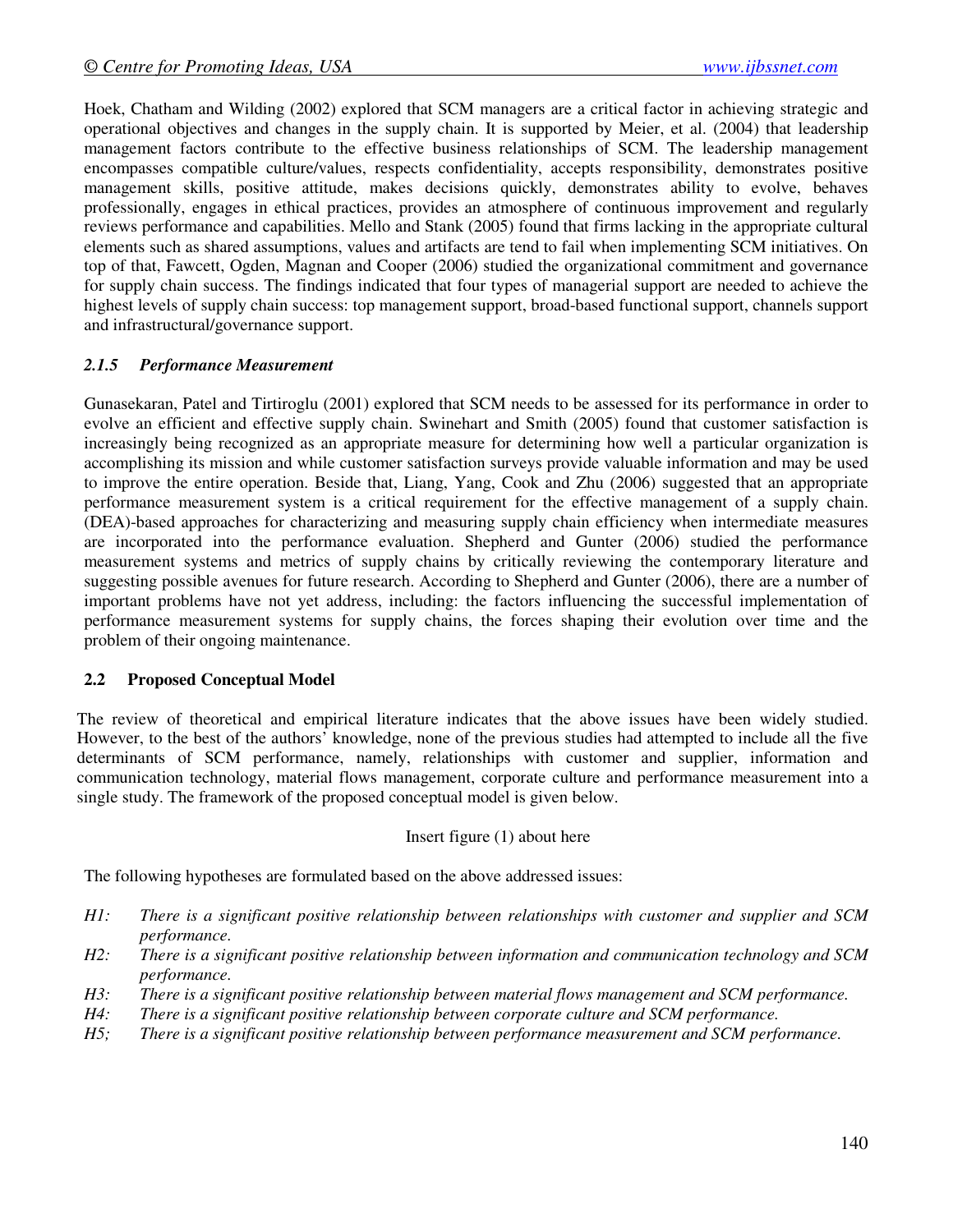Hoek, Chatham and Wilding (2002) explored that SCM managers are a critical factor in achieving strategic and operational objectives and changes in the supply chain. It is supported by Meier, et al. (2004) that leadership management factors contribute to the effective business relationships of SCM. The leadership management encompasses compatible culture/values, respects confidentiality, accepts responsibility, demonstrates positive management skills, positive attitude, makes decisions quickly, demonstrates ability to evolve, behaves professionally, engages in ethical practices, provides an atmosphere of continuous improvement and regularly reviews performance and capabilities. Mello and Stank (2005) found that firms lacking in the appropriate cultural elements such as shared assumptions, values and artifacts are tend to fail when implementing SCM initiatives. On top of that, Fawcett, Ogden, Magnan and Cooper (2006) studied the organizational commitment and governance for supply chain success. The findings indicated that four types of managerial support are needed to achieve the highest levels of supply chain success: top management support, broad-based functional support, channels support and infrastructural/governance support.

### *2.1.5 Performance Measurement*

Gunasekaran, Patel and Tirtiroglu (2001) explored that SCM needs to be assessed for its performance in order to evolve an efficient and effective supply chain. Swinehart and Smith (2005) found that customer satisfaction is increasingly being recognized as an appropriate measure for determining how well a particular organization is accomplishing its mission and while customer satisfaction surveys provide valuable information and may be used to improve the entire operation. Beside that, Liang, Yang, Cook and Zhu (2006) suggested that an appropriate performance measurement system is a critical requirement for the effective management of a supply chain. (DEA)-based approaches for characterizing and measuring supply chain efficiency when intermediate measures are incorporated into the performance evaluation. Shepherd and Gunter (2006) studied the performance measurement systems and metrics of supply chains by critically reviewing the contemporary literature and suggesting possible avenues for future research. According to Shepherd and Gunter (2006), there are a number of important problems have not yet address, including: the factors influencing the successful implementation of performance measurement systems for supply chains, the forces shaping their evolution over time and the problem of their ongoing maintenance.

## 2.2 Proposed Conceptual Model

The review of theoretical and empirical literature indicates that the above issues have been widely studied. However, to the best of the authors' knowledge, none of the previous studies had attempted to include all the five determinants of SCM performance, namely, relationships with customer and supplier, information and communication technology, material flows management, corporate culture and performance measurement into a single study. The framework of the proposed conceptual model is given below.

Insert figure (1) about here

The following hypotheses are formulated based on the above addressed issues:

- *H1: There is a significant positive relationship between relationships with customer and supplier and SCM performance.*
- *H2: There is a significant positive relationship between information and communication technology and SCM performance.*
- *H3: There is a significant positive relationship between material flows management and SCM performance.*
- *H4: There is a significant positive relationship between corporate culture and SCM performance.*
- *H5; There is a significant positive relationship between performance measurement and SCM performance.*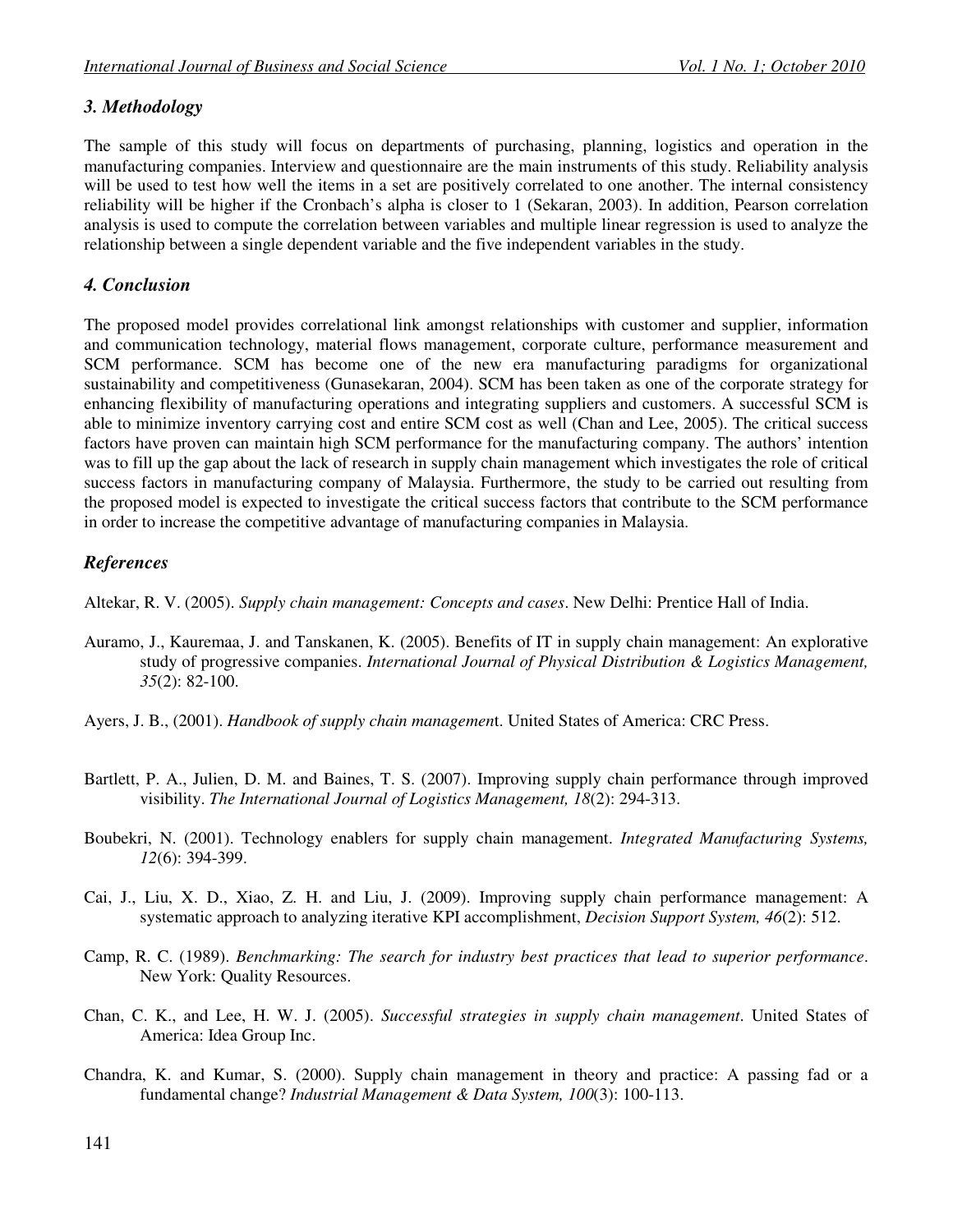## *3. Methodology*

The sample of this study will focus on departments of purchasing, planning, logistics and operation in the manufacturing companies. Interview and questionnaire are the main instruments of this study. Reliability analysis will be used to test how well the items in a set are positively correlated to one another. The internal consistency reliability will be higher if the Cronbach's alpha is closer to 1 (Sekaran, 2003). In addition, Pearson correlation analysis is used to compute the correlation between variables and multiple linear regression is used to analyze the relationship between a single dependent variable and the five independent variables in the study.

## *4. Conclusion*

The proposed model provides correlational link amongst relationships with customer and supplier, information and communication technology, material flows management, corporate culture, performance measurement and SCM performance. SCM has become one of the new era manufacturing paradigms for organizational sustainability and competitiveness (Gunasekaran, 2004). SCM has been taken as one of the corporate strategy for enhancing flexibility of manufacturing operations and integrating suppliers and customers. A successful SCM is able to minimize inventory carrying cost and entire SCM cost as well (Chan and Lee, 2005). The critical success factors have proven can maintain high SCM performance for the manufacturing company. The authors' intention was to fill up the gap about the lack of research in supply chain management which investigates the role of critical success factors in manufacturing company of Malaysia. Furthermore, the study to be carried out resulting from the proposed model is expected to investigate the critical success factors that contribute to the SCM performance in order to increase the competitive advantage of manufacturing companies in Malaysia.

## *References*

Altekar, R. V. (2005). *Supply chain management: Concepts and cases*. New Delhi: Prentice Hall of India.

Auramo, J., Kauremaa, J. and Tanskanen, K. (2005). Benefits of IT in supply chain management: An explorative study of progressive companies. *International Journal of Physical Distribution & Logistics Management, 35*(2): 82-100.

Ayers, J. B., (2001). *Handbook of supply chain managemen*t. United States of America: CRC Press.

Bartlett, P. A., Julien, D. M. and Baines, T. S. (2007). Improving supply chain performance through improved visibility. *The International Journal of Logistics Management, 18*(2): 294-313.

Boubekri, N. (2001). Technology enablers for supply chain management. *Integrated Manufacturing Systems, 12*(6): 394-399.

Cai, J., Liu, X. D., Xiao, Z. H. and Liu, J. (2009). Improving supply chain performance management: A systematic approach to analyzing iterative KPI accomplishment, *Decision Support System, 46*(2): 512.

Camp, R. C. (1989). *Benchmarking: The search for industry best practices that lead to superior performance*. New York: Quality Resources.

Chan, C. K., and Lee, H. W. J. (2005). *Successful strategies in supply chain management*. United States of America: Idea Group Inc.

Chandra, K. and Kumar, S. (2000). Supply chain management in theory and practice: A passing fad or a fundamental change? *Industrial Management & Data System, 100*(3): 100-113.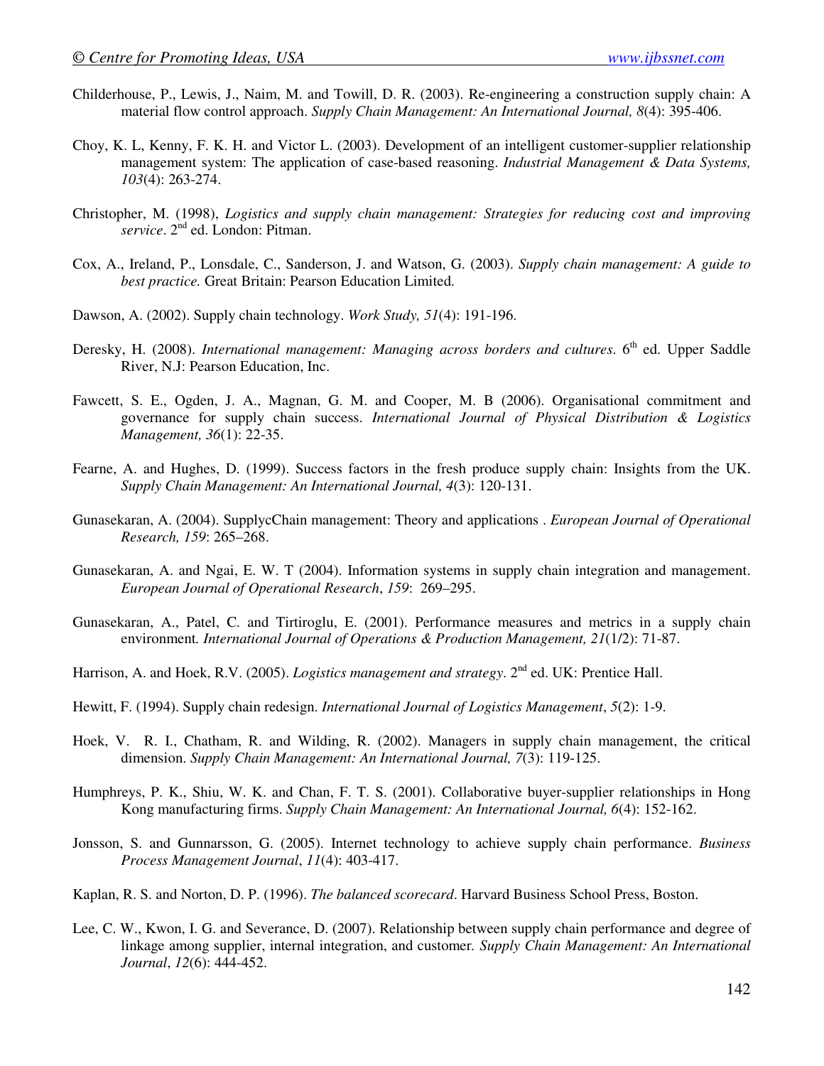Childerhouse, P., Lewis, J., Naim, M. and Towill, D. R. (2003). Re-engineering a construction supply chain: A material flow control approach. *Supply Chain Management: An International Journal, 8*(4): 395-406.

Choy, K. L, Kenny, F. K. H. and Victor L. (2003). Development of an intelligent customer-supplier relationship management system: The application of case-based reasoning. *Industrial Management & Data Systems, 103*(4): 263-274.

Christopher, M. (1998), *Logistics and supply chain management: Strategies for reducing cost and improving service*. 2nd ed. London: Pitman.

Cox, A., Ireland, P., Lonsdale, C., Sanderson, J. and Watson, G. (2003). *Supply chain management: A guide to best practice.* Great Britain: Pearson Education Limited.

Dawson, A. (2002). Supply chain technology. *Work Study, 51*(4): 191-196.

Deresky, H. (2008). *International management: Managing across borders and cultures*. 6th ed. Upper Saddle River, N.J: Pearson Education, Inc.

Fawcett, S. E., Ogden, J. A., Magnan, G. M. and Cooper, M. B (2006). Organisational commitment and governance for supply chain success. *International Journal of Physical Distribution & Logistics Management, 36*(1): 22-35.

Fearne, A. and Hughes, D. (1999). Success factors in the fresh produce supply chain: Insights from the UK. *Supply Chain Management: An International Journal, 4*(3): 120-131.

Gunasekaran, A. (2004). SupplycChain management: Theory and applications . *European Journal of Operational Research, 159*: 265–268.

Gunasekaran, A. and Ngai, E. W. T (2004). Information systems in supply chain integration and management. *European Journal of Operational Research*, *159*: 269–295.

Gunasekaran, A., Patel, C. and Tirtiroglu, E. (2001). Performance measures and metrics in a supply chain environment. *International Journal of Operations & Production Management, 21*(1/2): 71-87.

Harrison, A. and Hoek, R.V. (2005). *Logistics management and strategy*. 2nd ed. UK: Prentice Hall.

Hewitt, F. (1994). Supply chain redesign. *International Journal of Logistics Management*, *5*(2): 1-9.

Hoek, V. R. I., Chatham, R. and Wilding, R. (2002). Managers in supply chain management, the critical dimension. *Supply Chain Management: An International Journal, 7*(3): 119-125.

Humphreys, P. K., Shiu, W. K. and Chan, F. T. S. (2001). Collaborative buyer-supplier relationships in Hong Kong manufacturing firms. *Supply Chain Management: An International Journal, 6*(4): 152-162.

Jonsson, S. and Gunnarsson, G. (2005). Internet technology to achieve supply chain performance. *Business Process Management Journal*, *11*(4): 403-417.

Kaplan, R. S. and Norton, D. P. (1996). *The balanced scorecard*. Harvard Business School Press, Boston.

Lee, C. W., Kwon, I. G. and Severance, D. (2007). Relationship between supply chain performance and degree of linkage among supplier, internal integration, and customer. *Supply Chain Management: An International Journal*, *12*(6): 444-452.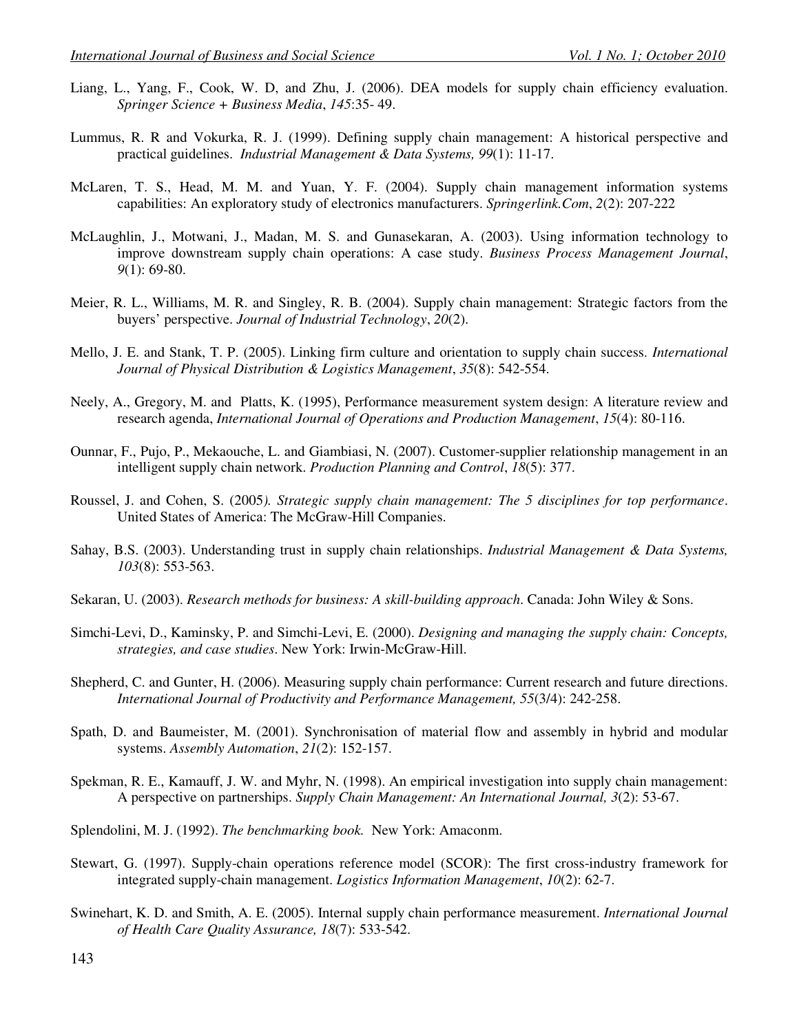Liang, L., Yang, F., Cook, W. D, and Zhu, J. (2006). DEA models for supply chain efficiency evaluation. *Springer Science + Business Media*, *145*:35- 49.

Lummus, R. R and Vokurka, R. J. (1999). Defining supply chain management: A historical perspective and practical guidelines. *Industrial Management & Data Systems, 99*(1): 11-17.

McLaren, T. S., Head, M. M. and Yuan, Y. F. (2004). Supply chain management information systems capabilities: An exploratory study of electronics manufacturers. *Springerlink.Com*, *2*(2): 207-222

McLaughlin, J., Motwani, J., Madan, M. S. and Gunasekaran, A. (2003). Using information technology to improve downstream supply chain operations: A case study. *Business Process Management Journal*, *9*(1): 69-80.

Meier, R. L., Williams, M. R. and Singley, R. B. (2004). Supply chain management: Strategic factors from the buyers' perspective. *Journal of Industrial Technology*, *20*(2).

Mello, J. E. and Stank, T. P. (2005). Linking firm culture and orientation to supply chain success. *International Journal of Physical Distribution & Logistics Management*, *35*(8): 542-554.

Neely, A., Gregory, M. and Platts, K. (1995), Performance measurement system design: A literature review and research agenda, *International Journal of Operations and Production Management*, *15*(4): 80-116.

Ounnar, F., Pujo, P., Mekaouche, L. and Giambiasi, N. (2007). Customer-supplier relationship management in an intelligent supply chain network. *Production Planning and Control*, *18*(5): 377.

Roussel, J. and Cohen, S. (2005*). Strategic supply chain management: The 5 disciplines for top performance*. United States of America: The McGraw-Hill Companies.

Sahay, B.S. (2003). Understanding trust in supply chain relationships. *Industrial Management & Data Systems, 103*(8): 553-563.

Sekaran, U. (2003). *Research methods for business: A skill-building approach*. Canada: John Wiley & Sons.

Simchi-Levi, D., Kaminsky, P. and Simchi-Levi, E. (2000). *Designing and managing the supply chain: Concepts, strategies, and case studies*. New York: Irwin-McGraw-Hill.

Shepherd, C. and Gunter, H. (2006). Measuring supply chain performance: Current research and future directions. *International Journal of Productivity and Performance Management, 55*(3/4): 242-258.

Spath, D. and Baumeister, M. (2001). Synchronisation of material flow and assembly in hybrid and modular systems. *Assembly Automation*, *21*(2): 152-157.

Spekman, R. E., Kamauff, J. W. and Myhr, N. (1998). An empirical investigation into supply chain management: A perspective on partnerships. *Supply Chain Management: An International Journal, 3*(2): 53-67.

Splendolini, M. J. (1992). *The benchmarking book.* New York: Amaconm.

Stewart, G. (1997). Supply-chain operations reference model (SCOR): The first cross-industry framework for integrated supply-chain management. *Logistics Information Management*, *10*(2): 62-7.

Swinehart, K. D. and Smith, A. E. (2005). Internal supply chain performance measurement. *International Journal of Health Care Quality Assurance, 18*(7): 533-542.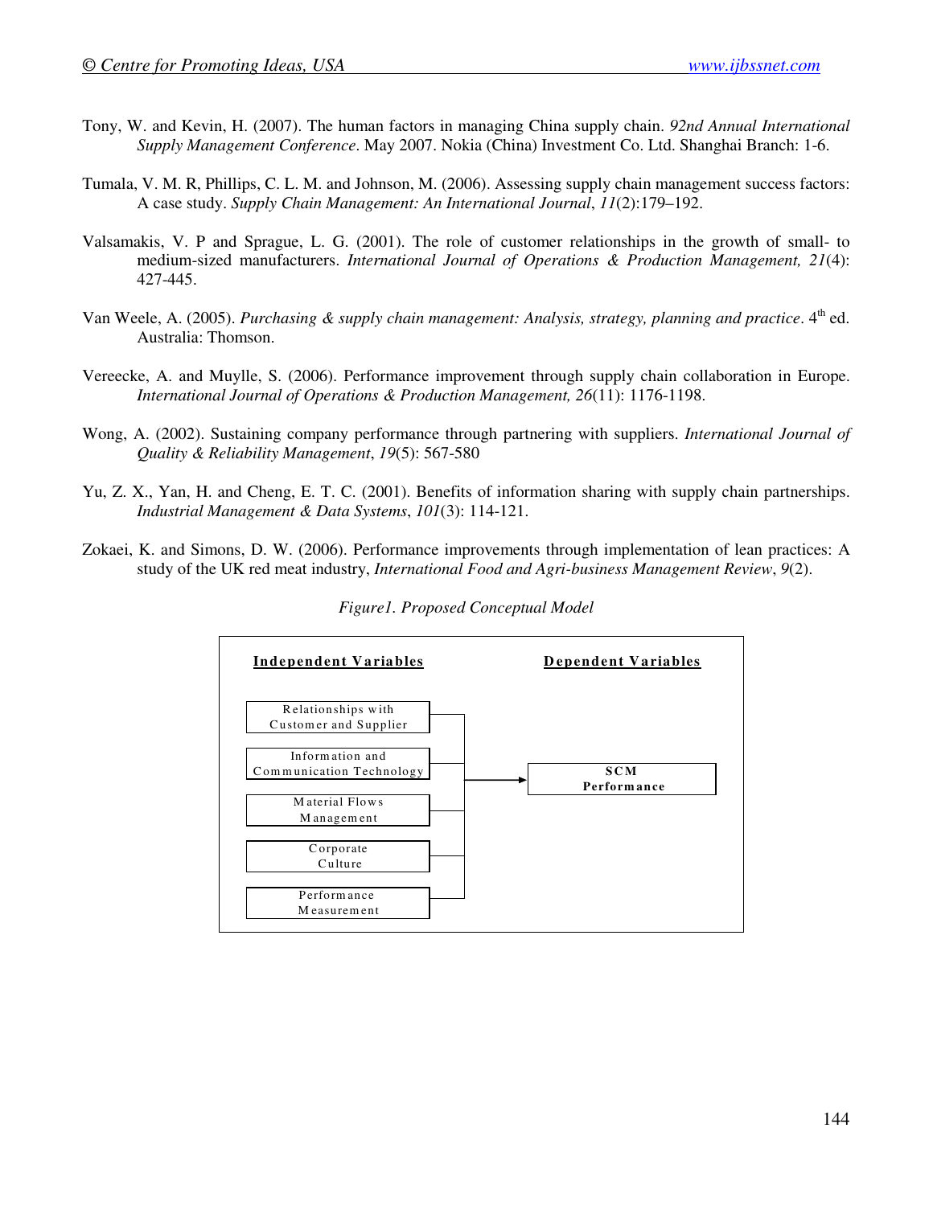Tony, W. and Kevin, H. (2007). The human factors in managing China supply chain. *92nd Annual International Supply Management Conference*. May 2007. Nokia (China) Investment Co. Ltd. Shanghai Branch: 1-6.

Tumala, V. M. R, Phillips, C. L. M. and Johnson, M. (2006). Assessing supply chain management success factors: A case study. *Supply Chain Management: An International Journal*, *11*(2):179–192.

Valsamakis, V. P and Sprague, L. G. (2001). The role of customer relationships in the growth of small- to medium-sized manufacturers. *International Journal of Operations & Production Management, 21*(4): 427-445.

Van Weele, A. (2005). *Purchasing & supply chain management: Analysis, strategy, planning and practice*. 4th ed. Australia: Thomson.

Vereecke, A. and Muylle, S. (2006). Performance improvement through supply chain collaboration in Europe. *International Journal of Operations & Production Management, 26*(11): 1176-1198.

Wong, A. (2002). Sustaining company performance through partnering with suppliers. *International Journal of Quality & Reliability Management*, *19*(5): 567-580

Yu, Z. X., Yan, H. and Cheng, E. T. C. (2001). Benefits of information sharing with supply chain partnerships. *Industrial Management & Data Systems*, *101*(3): 114-121.

Zokaei, K. and Simons, D. W. (2006). Performance improvements through implementation of lean practices: A study of the UK red meat industry, *International Food and Agri-business Management Review*, *9*(2).

*Figure1. Proposed Conceptual Model*

Independent Variables

Relationships with Customer and Supplier

Information and Communication Technology

Material Flows Management

Corporate Culture

Performance Measurement

Dependent Variables

SCM Performance